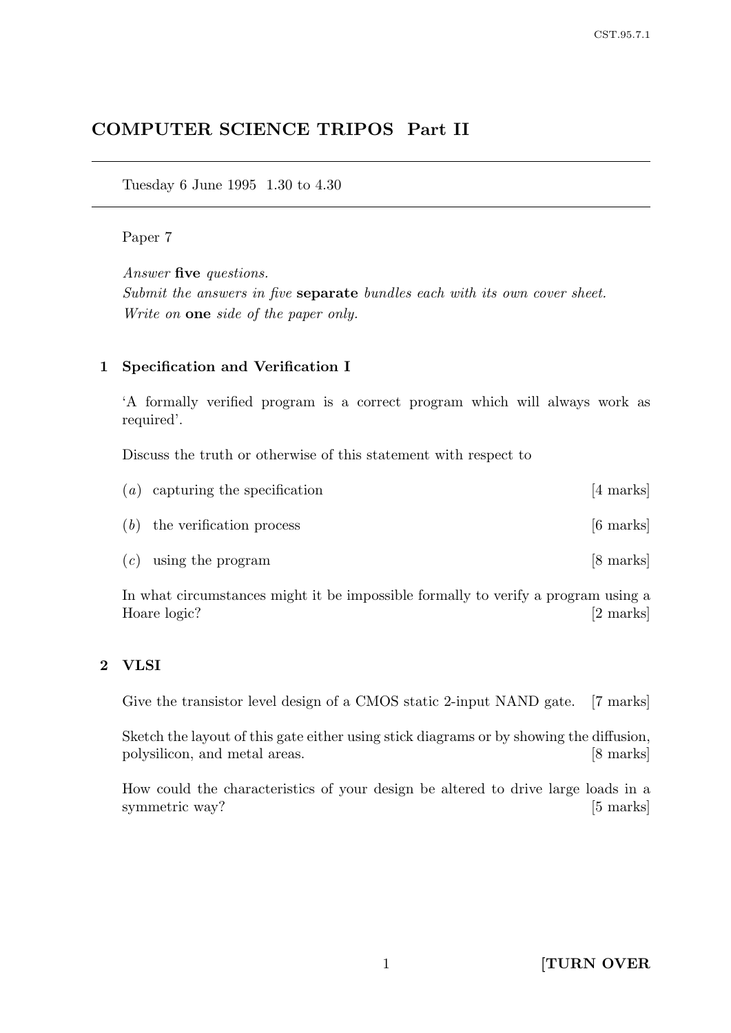# COMPUTER SCIENCE TRIPOS Part II

Tuesday 6 June 1995 1.30 to 4.30

Paper 7

*Answer* **five** *questions.*
*Submit the answers in five* **separate** *bundles each with its own cover sheet.*
*Write on* **one** *side of the paper only.*

## 1 Specification and Verification I

'A formally verified program is a correct program which will always work as required'.

Discuss the truth or otherwise of this statement with respect to

(*a*) capturing the specification [4 marks]

(*b*) the verification process [6 marks]

(*c*) using the program [8 marks]

In what circumstances might it be impossible formally to verify a program using a Hoare logic? [2 marks]

## 2 VLSI

Give the transistor level design of a CMOS static 2-input NAND gate. [7 marks]

Sketch the layout of this gate either using stick diagrams or by showing the diffusion, polysilicon, and metal areas. [8 marks]

How could the characteristics of your design be altered to drive large loads in a symmetric way? [5 marks]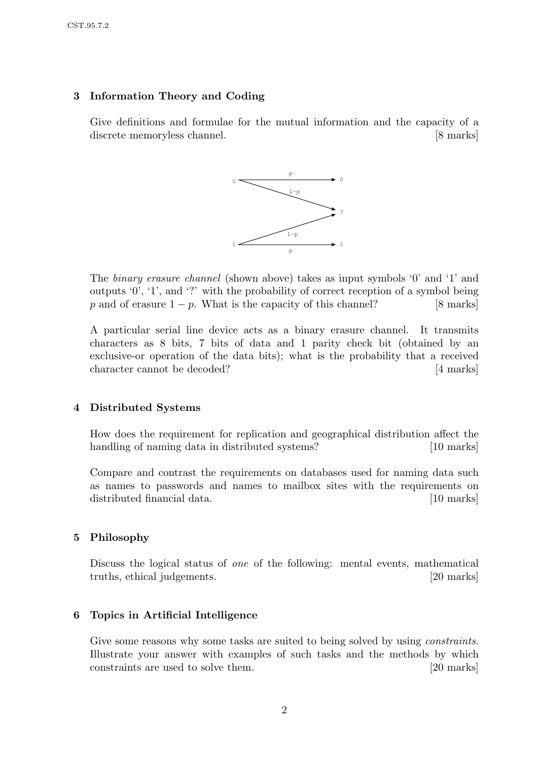## 3 Information Theory and Coding

Give definitions and formulae for the mutual information and the capacity of a discrete memoryless channel. [8 marks]

0 → 0 : p

0 → ? : 1-p

1 → ? : 1-p

1 → 1 : p

The *binary erasure channel* (shown above) takes as input symbols '0' and '1' and outputs '0', '1', and '?' with the probability of correct reception of a symbol being $p$ and of erasure $1 - p$. What is the capacity of this channel? [8 marks]

A particular serial line device acts as a binary erasure channel. It transmits characters as 8 bits, 7 bits of data and 1 parity check bit (obtained by an exclusive-or operation of the data bits); what is the probability that a received character cannot be decoded? [4 marks]

## 4 Distributed Systems

How does the requirement for replication and geographical distribution affect the handling of naming data in distributed systems? [10 marks]

Compare and contrast the requirements on databases used for naming data such as names to passwords and names to mailbox sites with the requirements on distributed financial data. [10 marks]

## 5 Philosophy

Discuss the logical status of *one* of the following: mental events, mathematical truths, ethical judgements. [20 marks]

## 6 Topics in Artificial Intelligence

Give some reasons why some tasks are suited to being solved by using *constraints*. Illustrate your answer with examples of such tasks and the methods by which constraints are used to solve them. [20 marks]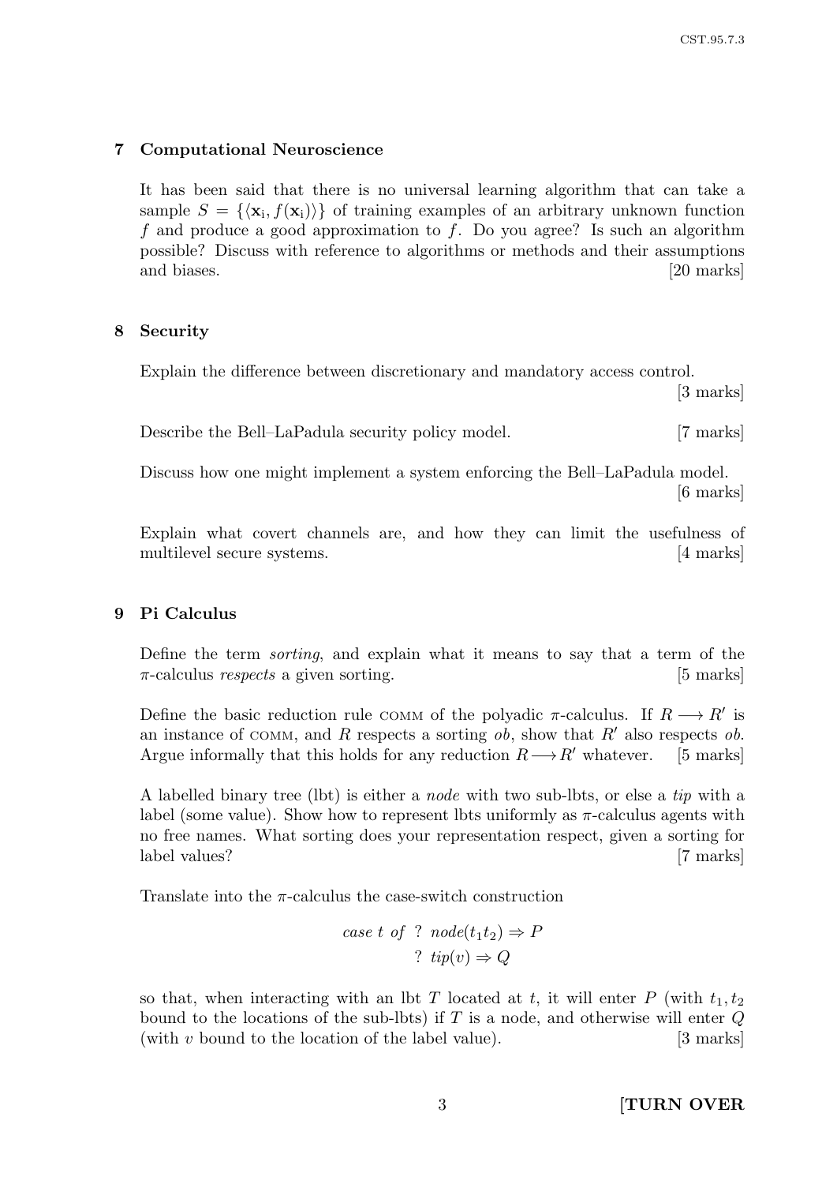## 7 Computational Neuroscience

It has been said that there is no universal learning algorithm that can take a sample $S = \{\langle \mathbf{x}_i, f(\mathbf{x}_i)\rangle\}$ of training examples of an arbitrary unknown function $f$ and produce a good approximation to $f$. Do you agree? Is such an algorithm possible? Discuss with reference to algorithms or methods and their assumptions and biases. [20 marks]

## 8 Security

Explain the difference between discretionary and mandatory access control. [3 marks]

Describe the Bell–LaPadula security policy model. [7 marks]

Discuss how one might implement a system enforcing the Bell–LaPadula model. [6 marks]

Explain what covert channels are, and how they can limit the usefulness of multilevel secure systems. [4 marks]

## 9 Pi Calculus

Define the term *sorting*, and explain what it means to say that a term of the $\pi$-calculus *respects* a given sorting. [5 marks]

Define the basic reduction rule COMM of the polyadic $\pi$-calculus. If $R \longrightarrow R'$ is an instance of COMM, and $R$ respects a sorting $ob$, show that $R'$ also respects $ob$. Argue informally that this holds for any reduction $R \longrightarrow R'$ whatever. [5 marks]

A labelled binary tree (lbt) is either a *node* with two sub-lbts, or else a *tip* with a label (some value). Show how to represent lbts uniformly as $\pi$-calculus agents with no free names. What sorting does your representation respect, given a sorting for label values? [7 marks]

Translate into the $\pi$-calculus the case-switch construction

$$\begin{aligned} &\textit{case } t \textit{ of } \ ?\ \textit{node}(t_1 t_2) \Rightarrow P \\ &\qquad\qquad\ ?\ \textit{tip}(v) \Rightarrow Q \end{aligned}$$

so that, when interacting with an lbt $T$ located at $t$, it will enter $P$ (with $t_1, t_2$ bound to the locations of the sub-lbts) if $T$ is a node, and otherwise will enter $Q$ (with $v$ bound to the location of the label value). [3 marks]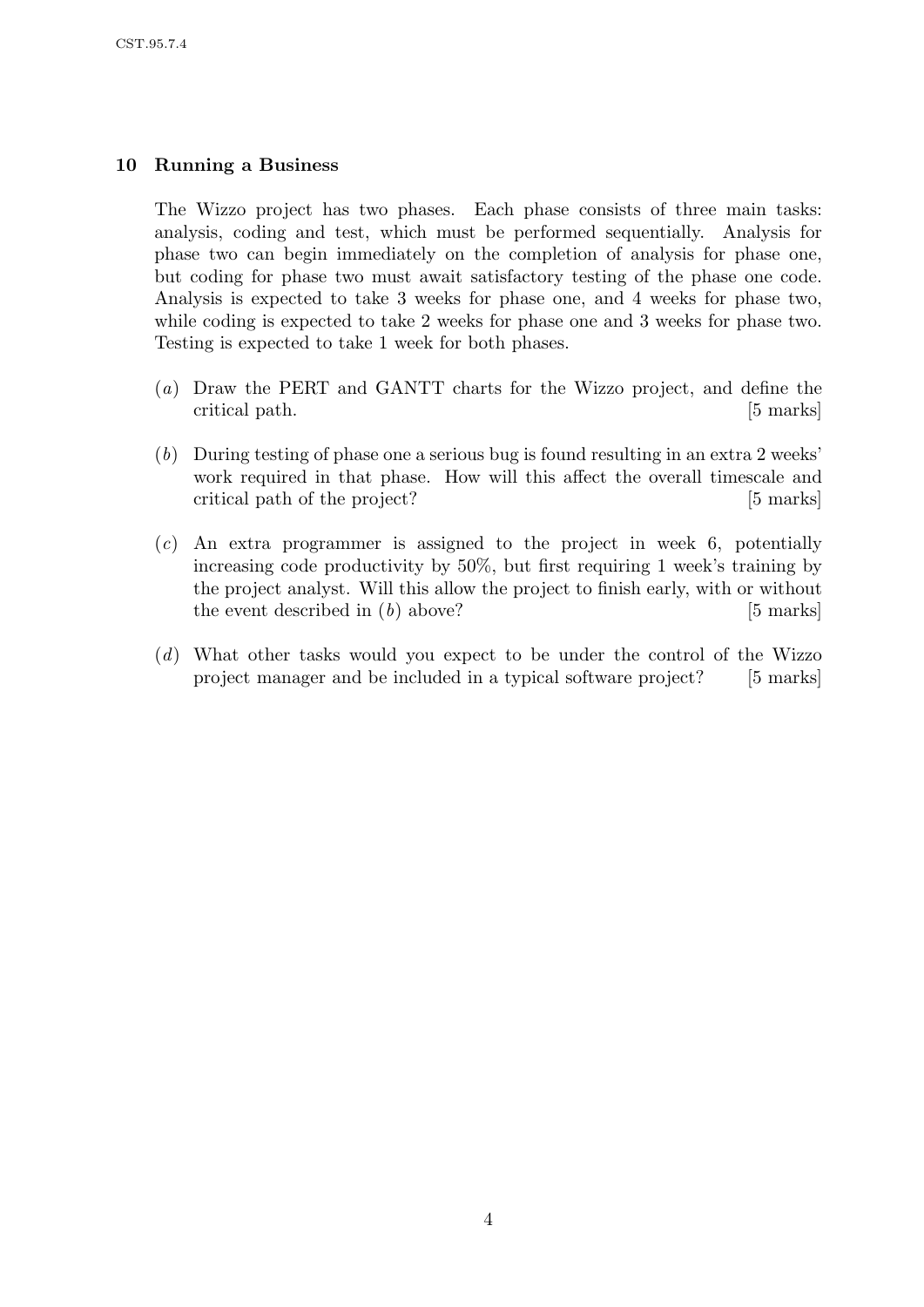## 10 Running a Business

The Wizzo project has two phases. Each phase consists of three main tasks: analysis, coding and test, which must be performed sequentially. Analysis for phase two can begin immediately on the completion of analysis for phase one, but coding for phase two must await satisfactory testing of the phase one code. Analysis is expected to take 3 weeks for phase one, and 4 weeks for phase two, while coding is expected to take 2 weeks for phase one and 3 weeks for phase two. Testing is expected to take 1 week for both phases.

(*a*) Draw the PERT and GANTT charts for the Wizzo project, and define the critical path. [5 marks]

(*b*) During testing of phase one a serious bug is found resulting in an extra 2 weeks' work required in that phase. How will this affect the overall timescale and critical path of the project? [5 marks]

(*c*) An extra programmer is assigned to the project in week 6, potentially increasing code productivity by 50%, but first requiring 1 week's training by the project analyst. Will this allow the project to finish early, with or without the event described in (*b*) above? [5 marks]

(*d*) What other tasks would you expect to be under the control of the Wizzo project manager and be included in a typical software project? [5 marks]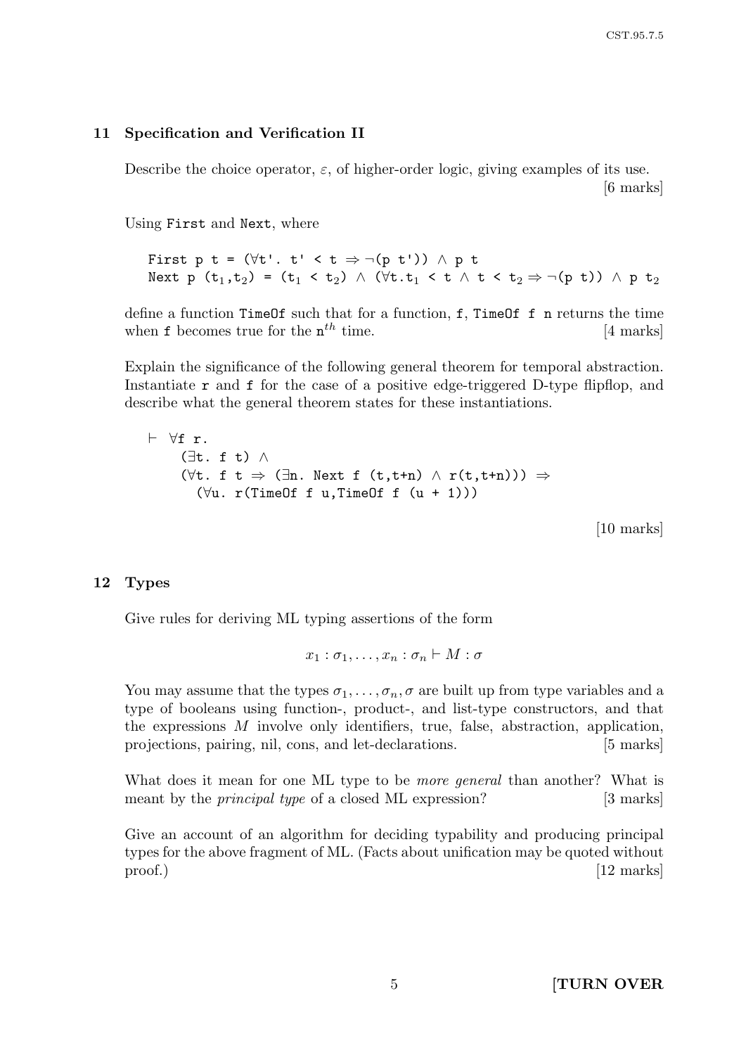## 11 Specification and Verification II

Describe the choice operator, $\varepsilon$, of higher-order logic, giving examples of its use. [6 marks]

Using First and Next, where

```
First p t = (∀t'. t' < t ⇒ ¬(p t')) ∧ p t
Next p (t₁,t₂) = (t₁ < t₂) ∧ (∀t.t₁ < t ∧ t < t₂ ⇒ ¬(p t)) ∧ p t₂
```

define a function TimeOf such that for a function, f, TimeOf f n returns the time when f becomes true for the $n^{th}$ time. [4 marks]

Explain the significance of the following general theorem for temporal abstraction. Instantiate r and f for the case of a positive edge-triggered D-type flipflop, and describe what the general theorem states for these instantiations.

```
⊢ ∀f r.
    (∃t. f t) ∧
    (∀t. f t ⇒ (∃n. Next f (t,t+n) ∧ r(t,t+n))) ⇒
      (∀u. r(TimeOf f u,TimeOf f (u + 1)))
```

[10 marks]

## 12 Types

Give rules for deriving ML typing assertions of the form

$$x_1 : \sigma_1, \ldots, x_n : \sigma_n \vdash M : \sigma$$

You may assume that the types $\sigma_1, \ldots, \sigma_n, \sigma$ are built up from type variables and a type of booleans using function-, product-, and list-type constructors, and that the expressions $M$ involve only identifiers, true, false, abstraction, application, projections, pairing, nil, cons, and let-declarations. [5 marks]

What does it mean for one ML type to be *more general* than another? What is meant by the *principal type* of a closed ML expression? [3 marks]

Give an account of an algorithm for deciding typability and producing principal types for the above fragment of ML. (Facts about unification may be quoted without proof.) [12 marks]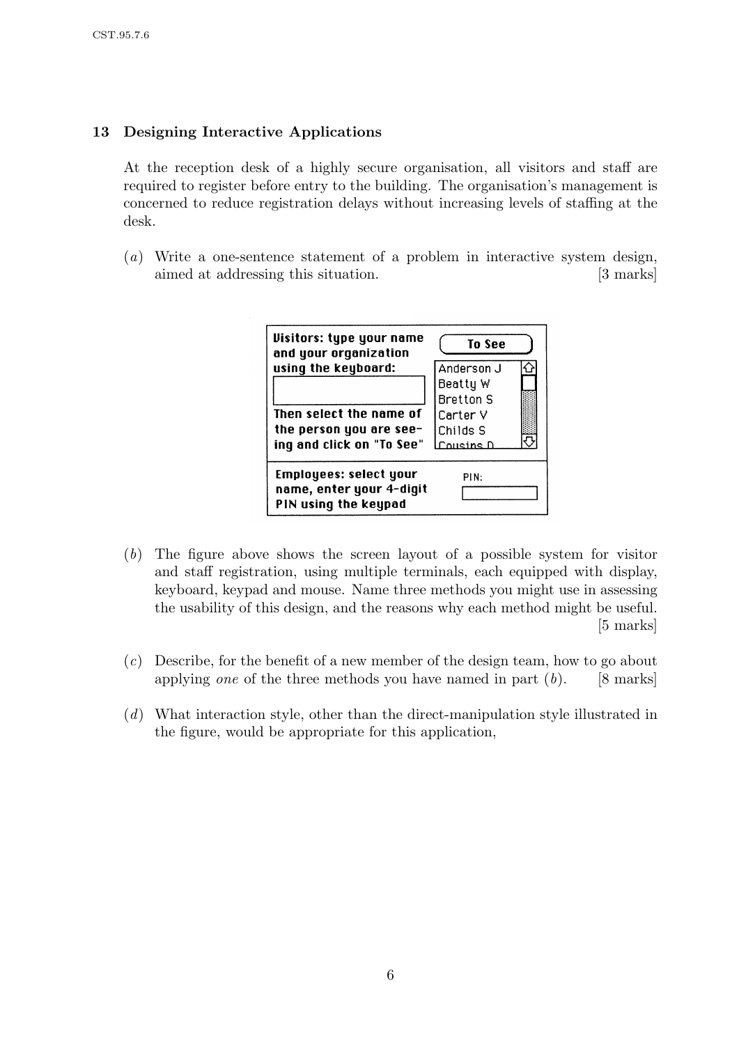## 13 Designing Interactive Applications

At the reception desk of a highly secure organisation, all visitors and staff are required to register before entry to the building. The organisation's management is concerned to reduce registration delays without increasing levels of staffing at the desk.

(*a*) Write a one-sentence statement of a problem in interactive system design, aimed at addressing this situation. [3 marks]

Visitors: type your name and your organization using the keyboard:

Then select the name of the person you are seeing and click on "To See"

To See

Anderson J
Beatty W
Bretton S
Carter V
Childs S
Cousins D

Employees: select your name, enter your 4-digit PIN using the keypad

PIN:

(*b*) The figure above shows the screen layout of a possible system for visitor and staff registration, using multiple terminals, each equipped with display, keyboard, keypad and mouse. Name three methods you might use in assessing the usability of this design, and the reasons why each method might be useful. [5 marks]

(*c*) Describe, for the benefit of a new member of the design team, how to go about applying *one* of the three methods you have named in part (*b*). [8 marks]

(*d*) What interaction style, other than the direct-manipulation style illustrated in the figure, would be appropriate for this application,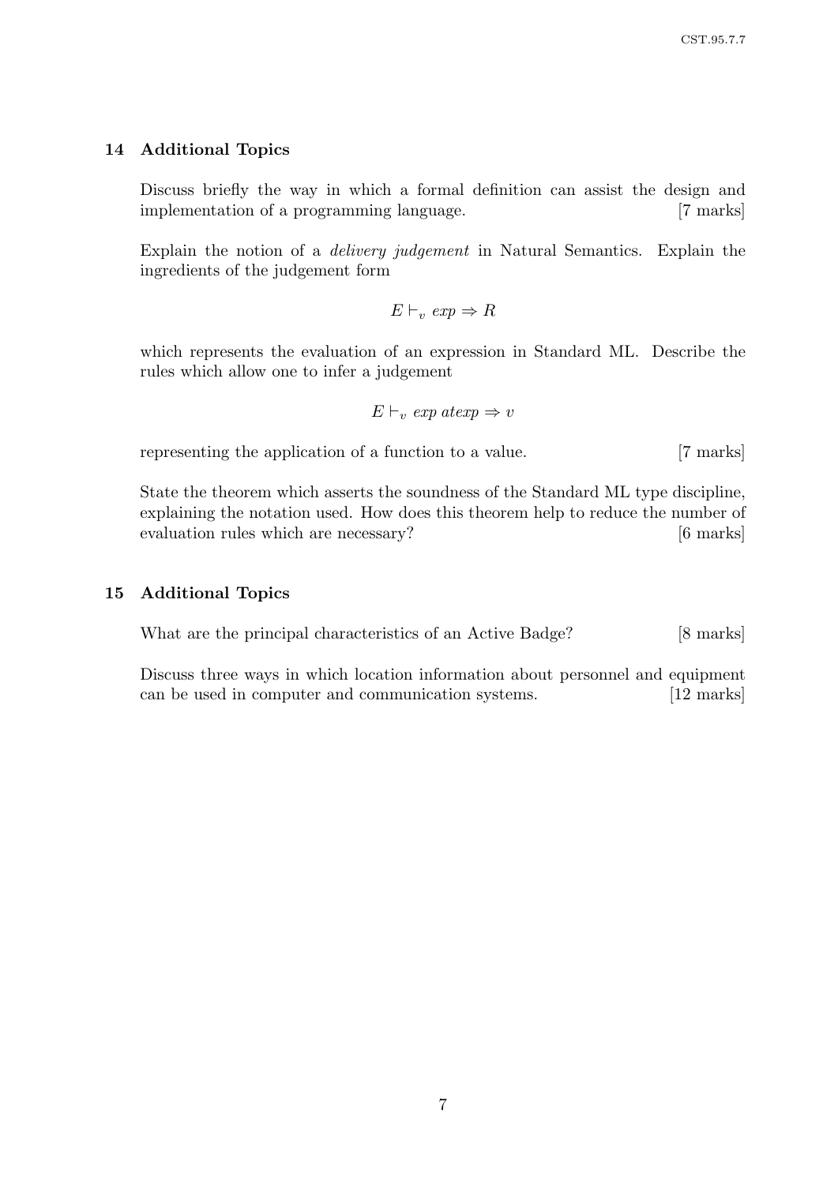## 14 Additional Topics

Discuss briefly the way in which a formal definition can assist the design and implementation of a programming language. [7 marks]

Explain the notion of a *delivery judgement* in Natural Semantics. Explain the ingredients of the judgement form

$$E \vdash_v exp \Rightarrow R$$

which represents the evaluation of an expression in Standard ML. Describe the rules which allow one to infer a judgement

$$E \vdash_v exp\ atexp \Rightarrow v$$

representing the application of a function to a value. [7 marks]

State the theorem which asserts the soundness of the Standard ML type discipline, explaining the notation used. How does this theorem help to reduce the number of evaluation rules which are necessary? [6 marks]

## 15 Additional Topics

What are the principal characteristics of an Active Badge? [8 marks]

Discuss three ways in which location information about personnel and equipment can be used in computer and communication systems. [12 marks]